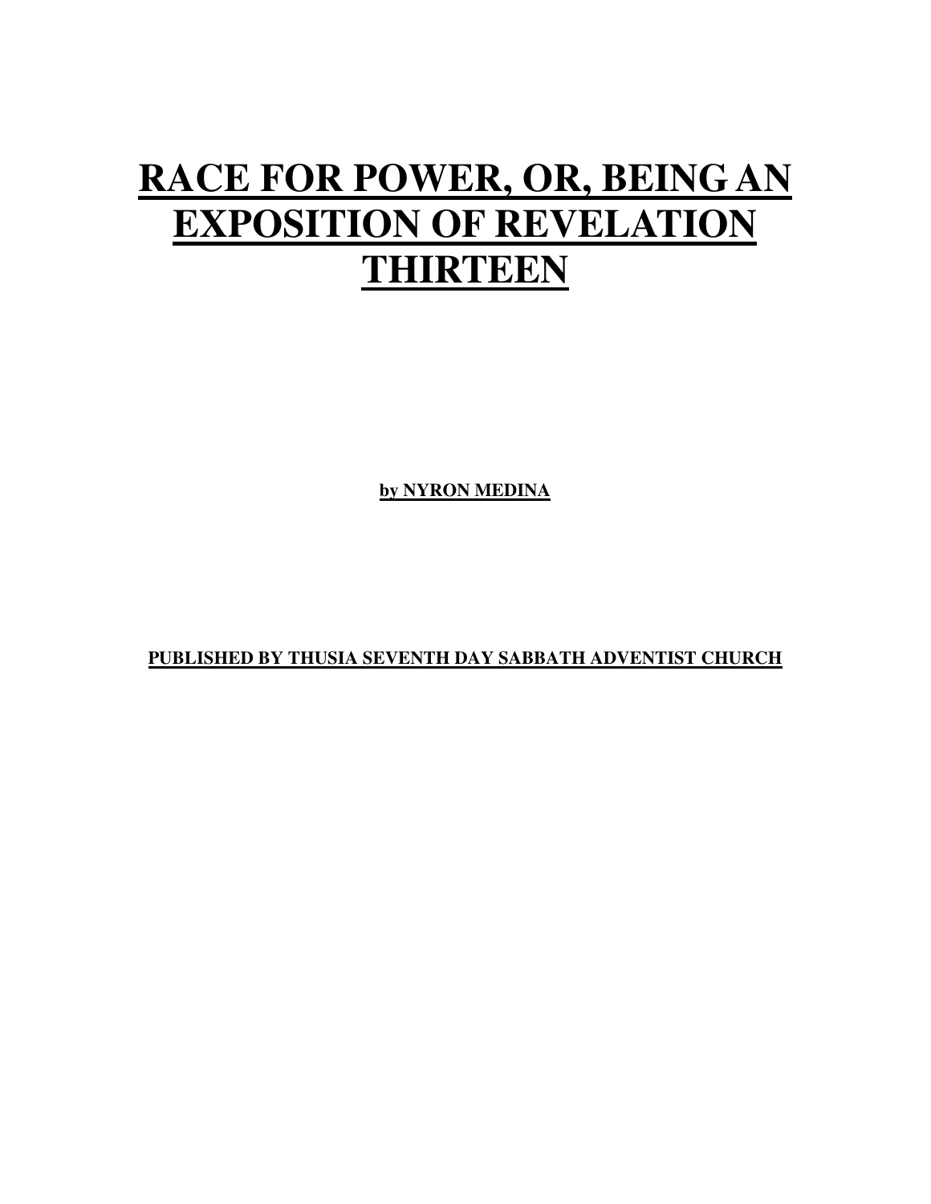# RACE FOR POWER, OR, BEING AN EXPOSITION OF REVELATION THIRTEEN

**by NYRON MEDINA**

**PUBLISHED BY THUSIA SEVENTH DAY SABBATH ADVENTIST CHURCH**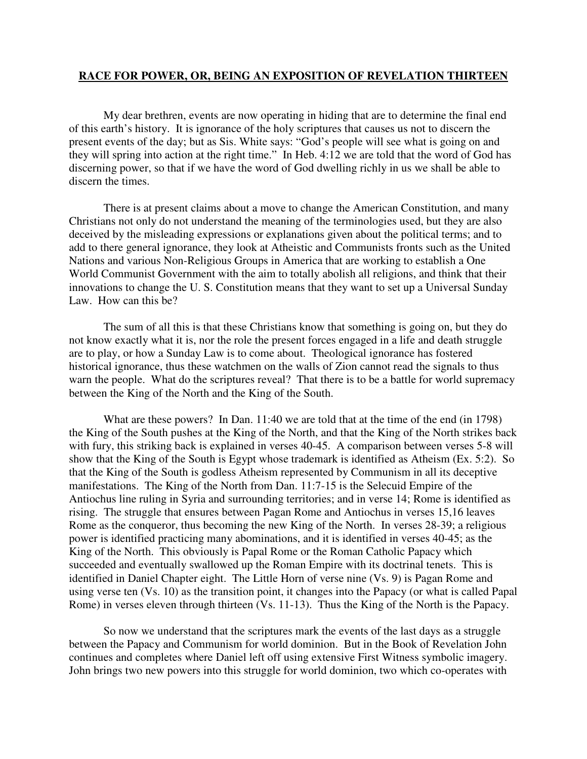**RACE FOR POWER, OR, BEING AN EXPOSITION OF REVELATION THIRTEEN**

My dear brethren, events are now operating in hiding that are to determine the final end of this earth's history. It is ignorance of the holy scriptures that causes us not to discern the present events of the day; but as Sis. White says: "God's people will see what is going on and they will spring into action at the right time." In Heb. 4:12 we are told that the word of God has discerning power, so that if we have the word of God dwelling richly in us we shall be able to discern the times.

There is at present claims about a move to change the American Constitution, and many Christians not only do not understand the meaning of the terminologies used, but they are also deceived by the misleading expressions or explanations given about the political terms; and to add to there general ignorance, they look at Atheistic and Communists fronts such as the United Nations and various Non-Religious Groups in America that are working to establish a One World Communist Government with the aim to totally abolish all religions, and think that their innovations to change the U. S. Constitution means that they want to set up a Universal Sunday Law. How can this be?

The sum of all this is that these Christians know that something is going on, but they do not know exactly what it is, nor the role the present forces engaged in a life and death struggle are to play, or how a Sunday Law is to come about. Theological ignorance has fostered historical ignorance, thus these watchmen on the walls of Zion cannot read the signals to thus warn the people. What do the scriptures reveal? That there is to be a battle for world supremacy between the King of the North and the King of the South.

What are these powers? In Dan. 11:40 we are told that at the time of the end (in 1798) the King of the South pushes at the King of the North, and that the King of the North strikes back with fury, this striking back is explained in verses 40-45. A comparison between verses 5-8 will show that the King of the South is Egypt whose trademark is identified as Atheism (Ex. 5:2). So that the King of the South is godless Atheism represented by Communism in all its deceptive manifestations. The King of the North from Dan. 11:7-15 is the Selecuid Empire of the Antiochus line ruling in Syria and surrounding territories; and in verse 14; Rome is identified as rising. The struggle that ensures between Pagan Rome and Antiochus in verses 15,16 leaves Rome as the conqueror, thus becoming the new King of the North. In verses 28-39; a religious power is identified practicing many abominations, and it is identified in verses 40-45; as the King of the North. This obviously is Papal Rome or the Roman Catholic Papacy which succeeded and eventually swallowed up the Roman Empire with its doctrinal tenets. This is identified in Daniel Chapter eight. The Little Horn of verse nine (Vs. 9) is Pagan Rome and using verse ten (Vs. 10) as the transition point, it changes into the Papacy (or what is called Papal Rome) in verses eleven through thirteen (Vs. 11-13). Thus the King of the North is the Papacy.

So now we understand that the scriptures mark the events of the last days as a struggle between the Papacy and Communism for world dominion. But in the Book of Revelation John continues and completes where Daniel left off using extensive First Witness symbolic imagery. John brings two new powers into this struggle for world dominion, two which co-operates with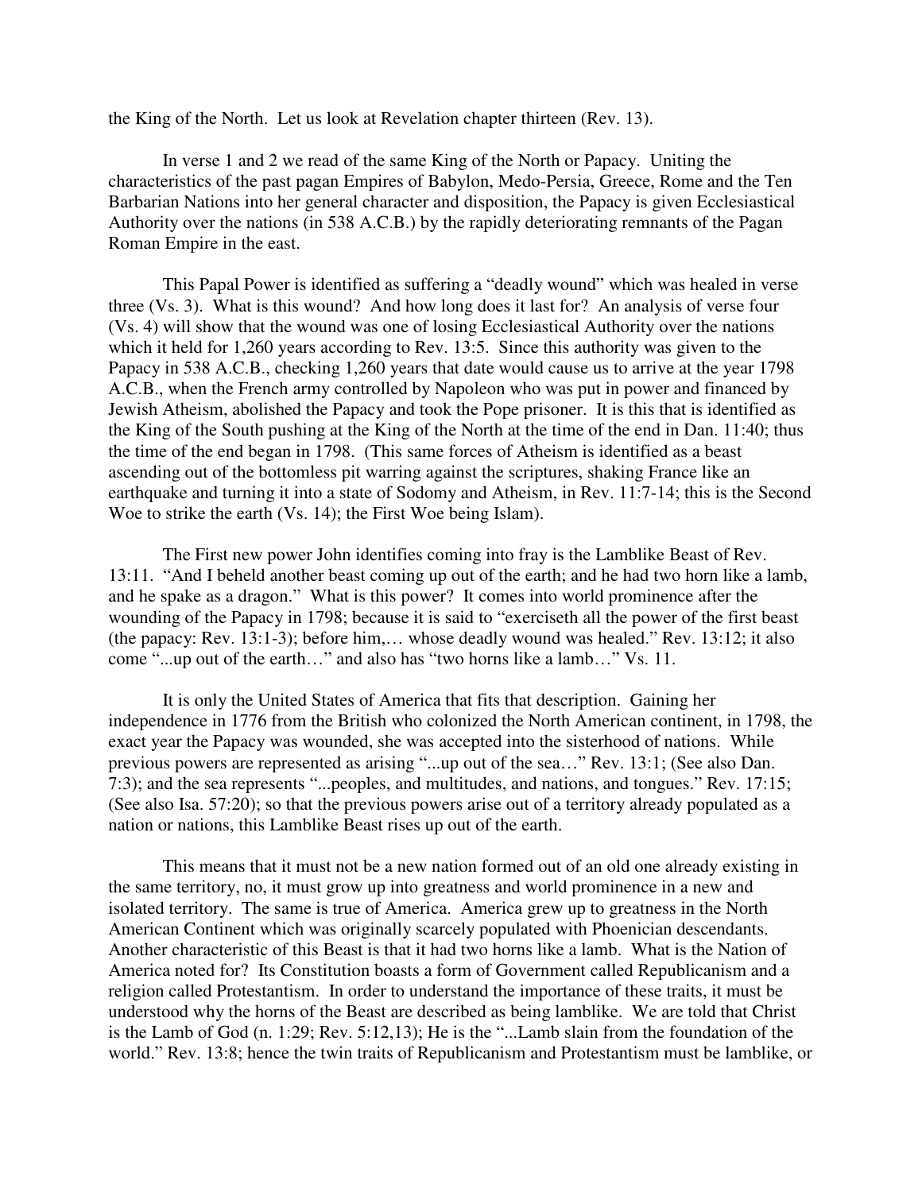the King of the North. Let us look at Revelation chapter thirteen (Rev. 13).

In verse 1 and 2 we read of the same King of the North or Papacy. Uniting the characteristics of the past pagan Empires of Babylon, Medo-Persia, Greece, Rome and the Ten Barbarian Nations into her general character and disposition, the Papacy is given Ecclesiastical Authority over the nations (in 538 A.C.B.) by the rapidly deteriorating remnants of the Pagan Roman Empire in the east.

This Papal Power is identified as suffering a "deadly wound" which was healed in verse three (Vs. 3). What is this wound? And how long does it last for? An analysis of verse four (Vs. 4) will show that the wound was one of losing Ecclesiastical Authority over the nations which it held for 1,260 years according to Rev. 13:5. Since this authority was given to the Papacy in 538 A.C.B., checking 1,260 years that date would cause us to arrive at the year 1798 A.C.B., when the French army controlled by Napoleon who was put in power and financed by Jewish Atheism, abolished the Papacy and took the Pope prisoner. It is this that is identified as the King of the South pushing at the King of the North at the time of the end in Dan. 11:40; thus the time of the end began in 1798. (This same forces of Atheism is identified as a beast ascending out of the bottomless pit warring against the scriptures, shaking France like an earthquake and turning it into a state of Sodomy and Atheism, in Rev. 11:7-14; this is the Second Woe to strike the earth (Vs. 14); the First Woe being Islam).

The First new power John identifies coming into fray is the Lamblike Beast of Rev. 13:11. "And I beheld another beast coming up out of the earth; and he had two horn like a lamb, and he spake as a dragon." What is this power? It comes into world prominence after the wounding of the Papacy in 1798; because it is said to "exerciseth all the power of the first beast (the papacy: Rev. 13:1-3); before him,… whose deadly wound was healed." Rev. 13:12; it also come "...up out of the earth…" and also has "two horns like a lamb…" Vs. 11.

It is only the United States of America that fits that description. Gaining her independence in 1776 from the British who colonized the North American continent, in 1798, the exact year the Papacy was wounded, she was accepted into the sisterhood of nations. While previous powers are represented as arising "...up out of the sea…" Rev. 13:1; (See also Dan. 7:3); and the sea represents "...peoples, and multitudes, and nations, and tongues." Rev. 17:15; (See also Isa. 57:20); so that the previous powers arise out of a territory already populated as a nation or nations, this Lamblike Beast rises up out of the earth.

This means that it must not be a new nation formed out of an old one already existing in the same territory, no, it must grow up into greatness and world prominence in a new and isolated territory. The same is true of America. America grew up to greatness in the North American Continent which was originally scarcely populated with Phoenician descendants. Another characteristic of this Beast is that it had two horns like a lamb. What is the Nation of America noted for? Its Constitution boasts a form of Government called Republicanism and a religion called Protestantism. In order to understand the importance of these traits, it must be understood why the horns of the Beast are described as being lamblike. We are told that Christ is the Lamb of God (n. 1:29; Rev. 5:12,13); He is the "...Lamb slain from the foundation of the world." Rev. 13:8; hence the twin traits of Republicanism and Protestantism must be lamblike, or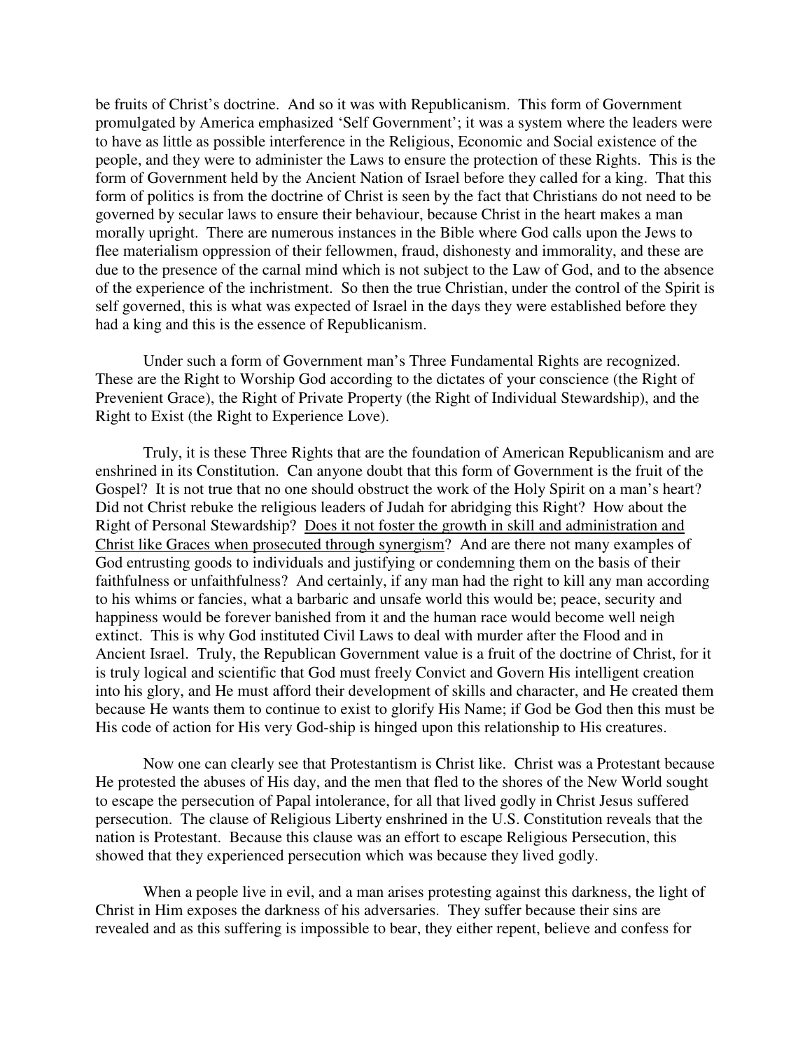be fruits of Christ's doctrine. And so it was with Republicanism. This form of Government promulgated by America emphasized 'Self Government'; it was a system where the leaders were to have as little as possible interference in the Religious, Economic and Social existence of the people, and they were to administer the Laws to ensure the protection of these Rights. This is the form of Government held by the Ancient Nation of Israel before they called for a king. That this form of politics is from the doctrine of Christ is seen by the fact that Christians do not need to be governed by secular laws to ensure their behaviour, because Christ in the heart makes a man morally upright. There are numerous instances in the Bible where God calls upon the Jews to flee materialism oppression of their fellowmen, fraud, dishonesty and immorality, and these are due to the presence of the carnal mind which is not subject to the Law of God, and to the absence of the experience of the inchristment. So then the true Christian, under the control of the Spirit is self governed, this is what was expected of Israel in the days they were established before they had a king and this is the essence of Republicanism.

Under such a form of Government man's Three Fundamental Rights are recognized. These are the Right to Worship God according to the dictates of your conscience (the Right of Prevenient Grace), the Right of Private Property (the Right of Individual Stewardship), and the Right to Exist (the Right to Experience Love).

Truly, it is these Three Rights that are the foundation of American Republicanism and are enshrined in its Constitution. Can anyone doubt that this form of Government is the fruit of the Gospel? It is not true that no one should obstruct the work of the Holy Spirit on a man's heart? Did not Christ rebuke the religious leaders of Judah for abridging this Right? How about the Right of Personal Stewardship? <u>Does it not foster the growth in skill and administration and Christ like Graces when prosecuted through synergism</u>? And are there not many examples of God entrusting goods to individuals and justifying or condemning them on the basis of their faithfulness or unfaithfulness? And certainly, if any man had the right to kill any man according to his whims or fancies, what a barbaric and unsafe world this would be; peace, security and happiness would be forever banished from it and the human race would become well neigh extinct. This is why God instituted Civil Laws to deal with murder after the Flood and in Ancient Israel. Truly, the Republican Government value is a fruit of the doctrine of Christ, for it is truly logical and scientific that God must freely Convict and Govern His intelligent creation into his glory, and He must afford their development of skills and character, and He created them because He wants them to continue to exist to glorify His Name; if God be God then this must be His code of action for His very God-ship is hinged upon this relationship to His creatures.

Now one can clearly see that Protestantism is Christ like. Christ was a Protestant because He protested the abuses of His day, and the men that fled to the shores of the New World sought to escape the persecution of Papal intolerance, for all that lived godly in Christ Jesus suffered persecution. The clause of Religious Liberty enshrined in the U.S. Constitution reveals that the nation is Protestant. Because this clause was an effort to escape Religious Persecution, this showed that they experienced persecution which was because they lived godly.

When a people live in evil, and a man arises protesting against this darkness, the light of Christ in Him exposes the darkness of his adversaries. They suffer because their sins are revealed and as this suffering is impossible to bear, they either repent, believe and confess for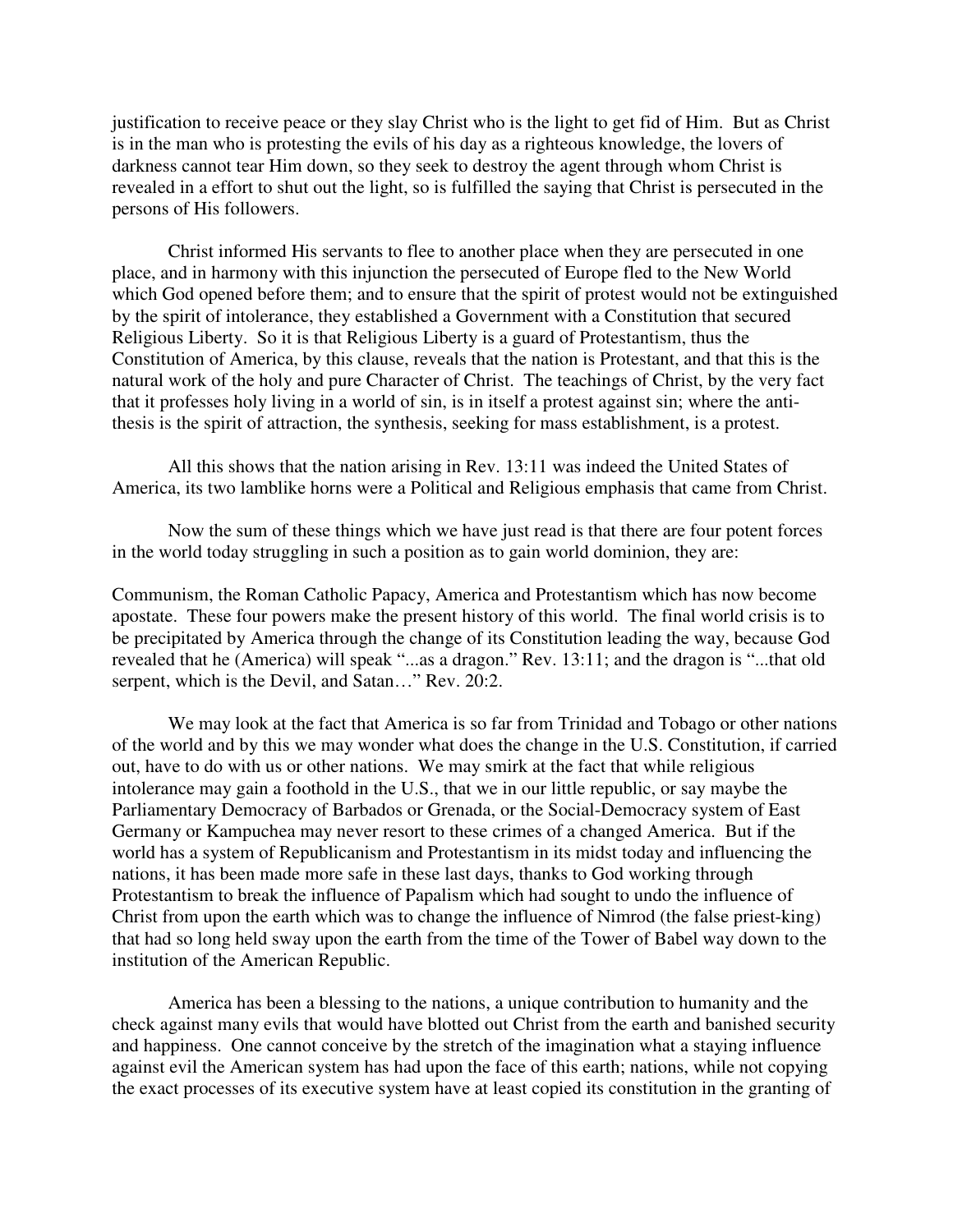justification to receive peace or they slay Christ who is the light to get fid of Him. But as Christ is in the man who is protesting the evils of his day as a righteous knowledge, the lovers of darkness cannot tear Him down, so they seek to destroy the agent through whom Christ is revealed in a effort to shut out the light, so is fulfilled the saying that Christ is persecuted in the persons of His followers.

Christ informed His servants to flee to another place when they are persecuted in one place, and in harmony with this injunction the persecuted of Europe fled to the New World which God opened before them; and to ensure that the spirit of protest would not be extinguished by the spirit of intolerance, they established a Government with a Constitution that secured Religious Liberty. So it is that Religious Liberty is a guard of Protestantism, thus the Constitution of America, by this clause, reveals that the nation is Protestant, and that this is the natural work of the holy and pure Character of Christ. The teachings of Christ, by the very fact that it professes holy living in a world of sin, is in itself a protest against sin; where the anti-thesis is the spirit of attraction, the synthesis, seeking for mass establishment, is a protest.

All this shows that the nation arising in Rev. 13:11 was indeed the United States of America, its two lamblike horns were a Political and Religious emphasis that came from Christ.

Now the sum of these things which we have just read is that there are four potent forces in the world today struggling in such a position as to gain world dominion, they are:

Communism, the Roman Catholic Papacy, America and Protestantism which has now become apostate. These four powers make the present history of this world. The final world crisis is to be precipitated by America through the change of its Constitution leading the way, because God revealed that he (America) will speak "...as a dragon." Rev. 13:11; and the dragon is "...that old serpent, which is the Devil, and Satan…" Rev. 20:2.

We may look at the fact that America is so far from Trinidad and Tobago or other nations of the world and by this we may wonder what does the change in the U.S. Constitution, if carried out, have to do with us or other nations. We may smirk at the fact that while religious intolerance may gain a foothold in the U.S., that we in our little republic, or say maybe the Parliamentary Democracy of Barbados or Grenada, or the Social-Democracy system of East Germany or Kampuchea may never resort to these crimes of a changed America. But if the world has a system of Republicanism and Protestantism in its midst today and influencing the nations, it has been made more safe in these last days, thanks to God working through Protestantism to break the influence of Papalism which had sought to undo the influence of Christ from upon the earth which was to change the influence of Nimrod (the false priest-king) that had so long held sway upon the earth from the time of the Tower of Babel way down to the institution of the American Republic.

America has been a blessing to the nations, a unique contribution to humanity and the check against many evils that would have blotted out Christ from the earth and banished security and happiness. One cannot conceive by the stretch of the imagination what a staying influence against evil the American system has had upon the face of this earth; nations, while not copying the exact processes of its executive system have at least copied its constitution in the granting of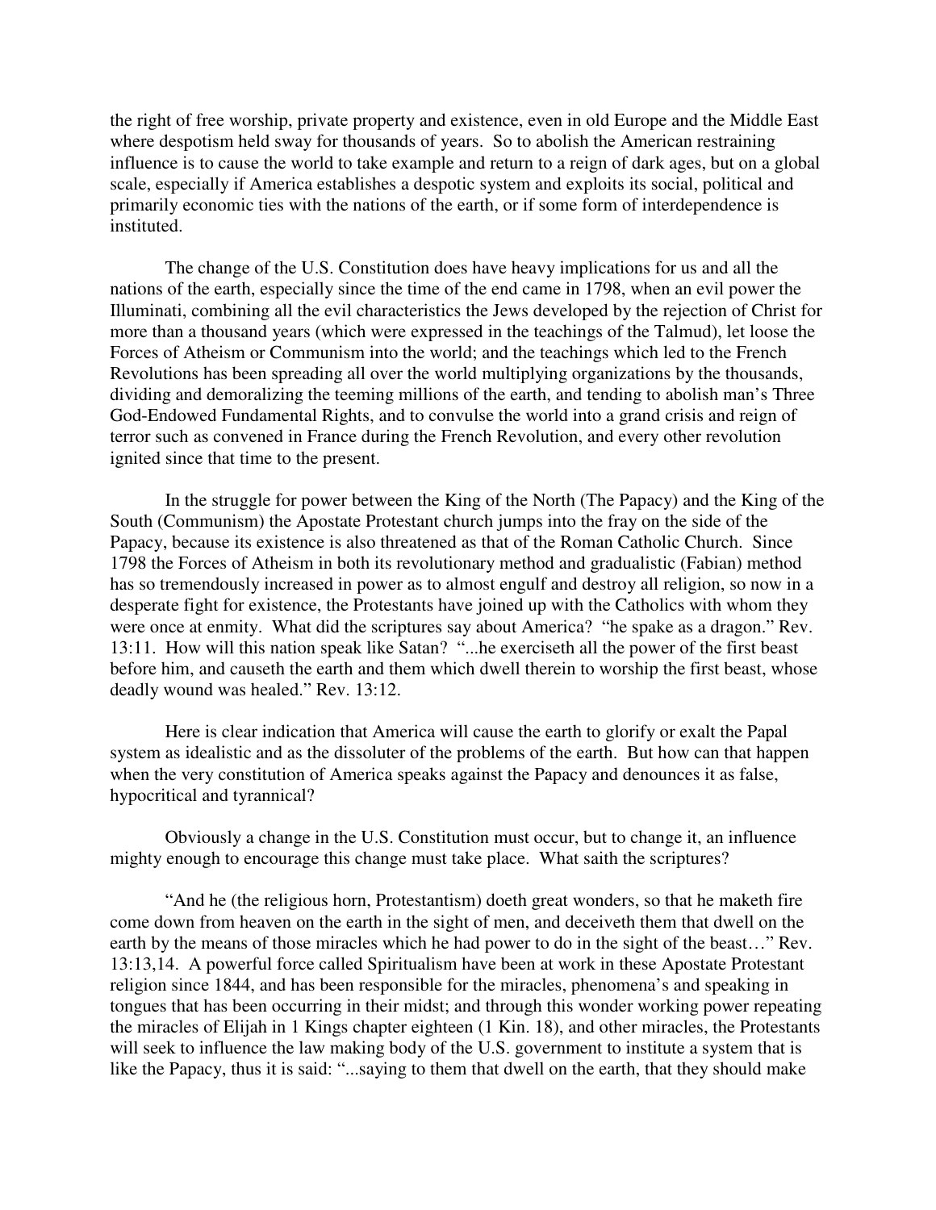the right of free worship, private property and existence, even in old Europe and the Middle East where despotism held sway for thousands of years. So to abolish the American restraining influence is to cause the world to take example and return to a reign of dark ages, but on a global scale, especially if America establishes a despotic system and exploits its social, political and primarily economic ties with the nations of the earth, or if some form of interdependence is instituted.

The change of the U.S. Constitution does have heavy implications for us and all the nations of the earth, especially since the time of the end came in 1798, when an evil power the Illuminati, combining all the evil characteristics the Jews developed by the rejection of Christ for more than a thousand years (which were expressed in the teachings of the Talmud), let loose the Forces of Atheism or Communism into the world; and the teachings which led to the French Revolutions has been spreading all over the world multiplying organizations by the thousands, dividing and demoralizing the teeming millions of the earth, and tending to abolish man's Three God-Endowed Fundamental Rights, and to convulse the world into a grand crisis and reign of terror such as convened in France during the French Revolution, and every other revolution ignited since that time to the present.

In the struggle for power between the King of the North (The Papacy) and the King of the South (Communism) the Apostate Protestant church jumps into the fray on the side of the Papacy, because its existence is also threatened as that of the Roman Catholic Church. Since 1798 the Forces of Atheism in both its revolutionary method and gradualistic (Fabian) method has so tremendously increased in power as to almost engulf and destroy all religion, so now in a desperate fight for existence, the Protestants have joined up with the Catholics with whom they were once at enmity. What did the scriptures say about America? "he spake as a dragon." Rev. 13:11. How will this nation speak like Satan? "...he exerciseth all the power of the first beast before him, and causeth the earth and them which dwell therein to worship the first beast, whose deadly wound was healed." Rev. 13:12.

Here is clear indication that America will cause the earth to glorify or exalt the Papal system as idealistic and as the dissoluter of the problems of the earth. But how can that happen when the very constitution of America speaks against the Papacy and denounces it as false, hypocritical and tyrannical?

Obviously a change in the U.S. Constitution must occur, but to change it, an influence mighty enough to encourage this change must take place. What saith the scriptures?

"And he (the religious horn, Protestantism) doeth great wonders, so that he maketh fire come down from heaven on the earth in the sight of men, and deceiveth them that dwell on the earth by the means of those miracles which he had power to do in the sight of the beast…" Rev. 13:13,14. A powerful force called Spiritualism have been at work in these Apostate Protestant religion since 1844, and has been responsible for the miracles, phenomena's and speaking in tongues that has been occurring in their midst; and through this wonder working power repeating the miracles of Elijah in 1 Kings chapter eighteen (1 Kin. 18), and other miracles, the Protestants will seek to influence the law making body of the U.S. government to institute a system that is like the Papacy, thus it is said: "...saying to them that dwell on the earth, that they should make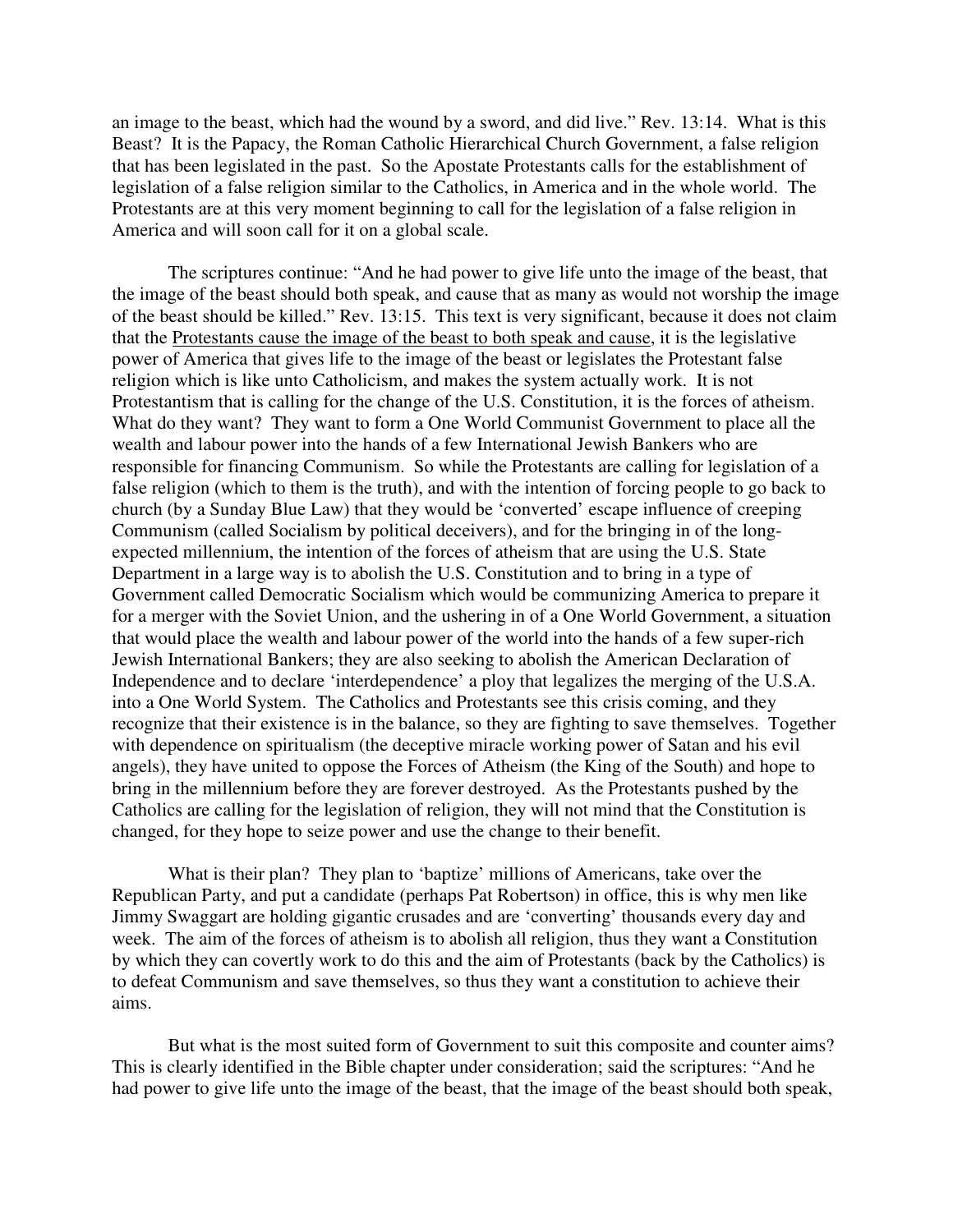an image to the beast, which had the wound by a sword, and did live." Rev. 13:14. What is this Beast? It is the Papacy, the Roman Catholic Hierarchical Church Government, a false religion that has been legislated in the past. So the Apostate Protestants calls for the establishment of legislation of a false religion similar to the Catholics, in America and in the whole world. The Protestants are at this very moment beginning to call for the legislation of a false religion in America and will soon call for it on a global scale.

The scriptures continue: "And he had power to give life unto the image of the beast, that the image of the beast should both speak, and cause that as many as would not worship the image of the beast should be killed." Rev. 13:15. This text is very significant, because it does not claim that the Protestants cause the image of the beast to both speak and cause, it is the legislative power of America that gives life to the image of the beast or legislates the Protestant false religion which is like unto Catholicism, and makes the system actually work. It is not Protestantism that is calling for the change of the U.S. Constitution, it is the forces of atheism. What do they want? They want to form a One World Communist Government to place all the wealth and labour power into the hands of a few International Jewish Bankers who are responsible for financing Communism. So while the Protestants are calling for legislation of a false religion (which to them is the truth), and with the intention of forcing people to go back to church (by a Sunday Blue Law) that they would be 'converted' escape influence of creeping Communism (called Socialism by political deceivers), and for the bringing in of the long-expected millennium, the intention of the forces of atheism that are using the U.S. State Department in a large way is to abolish the U.S. Constitution and to bring in a type of Government called Democratic Socialism which would be communizing America to prepare it for a merger with the Soviet Union, and the ushering in of a One World Government, a situation that would place the wealth and labour power of the world into the hands of a few super-rich Jewish International Bankers; they are also seeking to abolish the American Declaration of Independence and to declare 'interdependence' a ploy that legalizes the merging of the U.S.A. into a One World System. The Catholics and Protestants see this crisis coming, and they recognize that their existence is in the balance, so they are fighting to save themselves. Together with dependence on spiritualism (the deceptive miracle working power of Satan and his evil angels), they have united to oppose the Forces of Atheism (the King of the South) and hope to bring in the millennium before they are forever destroyed. As the Protestants pushed by the Catholics are calling for the legislation of religion, they will not mind that the Constitution is changed, for they hope to seize power and use the change to their benefit.

What is their plan? They plan to 'baptize' millions of Americans, take over the Republican Party, and put a candidate (perhaps Pat Robertson) in office, this is why men like Jimmy Swaggart are holding gigantic crusades and are 'converting' thousands every day and week. The aim of the forces of atheism is to abolish all religion, thus they want a Constitution by which they can covertly work to do this and the aim of Protestants (back by the Catholics) is to defeat Communism and save themselves, so thus they want a constitution to achieve their aims.

But what is the most suited form of Government to suit this composite and counter aims? This is clearly identified in the Bible chapter under consideration; said the scriptures: "And he had power to give life unto the image of the beast, that the image of the beast should both speak,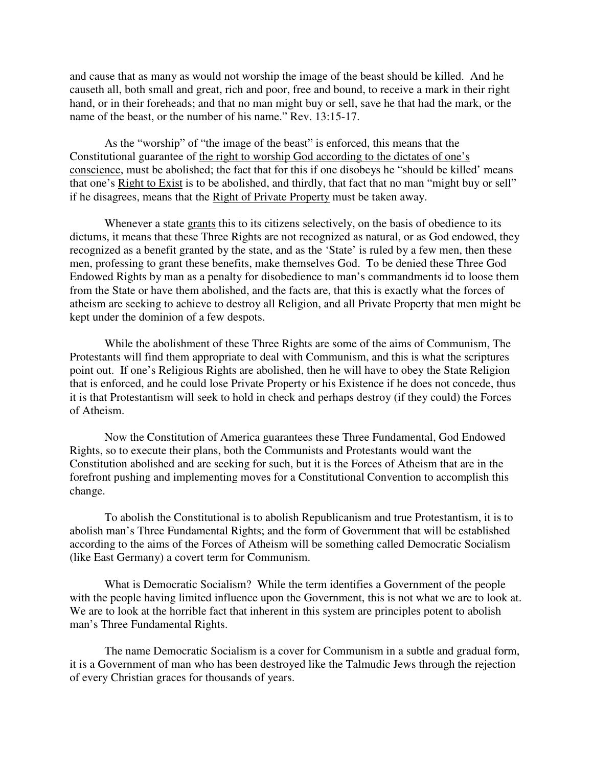and cause that as many as would not worship the image of the beast should be killed. And he causeth all, both small and great, rich and poor, free and bound, to receive a mark in their right hand, or in their foreheads; and that no man might buy or sell, save he that had the mark, or the name of the beast, or the number of his name." Rev. 13:15-17.

As the "worship" of "the image of the beast" is enforced, this means that the Constitutional guarantee of <u>the right to worship God according to the dictates of one's conscience</u>, must be abolished; the fact that for this if one disobeys he "should be killed' means that one's <u>Right to Exist</u> is to be abolished, and thirdly, that fact that no man "might buy or sell" if he disagrees, means that the <u>Right of Private Property</u> must be taken away.

Whenever a state <u>grants</u> this to its citizens selectively, on the basis of obedience to its dictums, it means that these Three Rights are not recognized as natural, or as God endowed, they recognized as a benefit granted by the state, and as the 'State' is ruled by a few men, then these men, professing to grant these benefits, make themselves God. To be denied these Three God Endowed Rights by man as a penalty for disobedience to man's commandments id to loose them from the State or have them abolished, and the facts are, that this is exactly what the forces of atheism are seeking to achieve to destroy all Religion, and all Private Property that men might be kept under the dominion of a few despots.

While the abolishment of these Three Rights are some of the aims of Communism, The Protestants will find them appropriate to deal with Communism, and this is what the scriptures point out. If one's Religious Rights are abolished, then he will have to obey the State Religion that is enforced, and he could lose Private Property or his Existence if he does not concede, thus it is that Protestantism will seek to hold in check and perhaps destroy (if they could) the Forces of Atheism.

Now the Constitution of America guarantees these Three Fundamental, God Endowed Rights, so to execute their plans, both the Communists and Protestants would want the Constitution abolished and are seeking for such, but it is the Forces of Atheism that are in the forefront pushing and implementing moves for a Constitutional Convention to accomplish this change.

To abolish the Constitutional is to abolish Republicanism and true Protestantism, it is to abolish man's Three Fundamental Rights; and the form of Government that will be established according to the aims of the Forces of Atheism will be something called Democratic Socialism (like East Germany) a covert term for Communism.

What is Democratic Socialism? While the term identifies a Government of the people with the people having limited influence upon the Government, this is not what we are to look at. We are to look at the horrible fact that inherent in this system are principles potent to abolish man's Three Fundamental Rights.

The name Democratic Socialism is a cover for Communism in a subtle and gradual form, it is a Government of man who has been destroyed like the Talmudic Jews through the rejection of every Christian graces for thousands of years.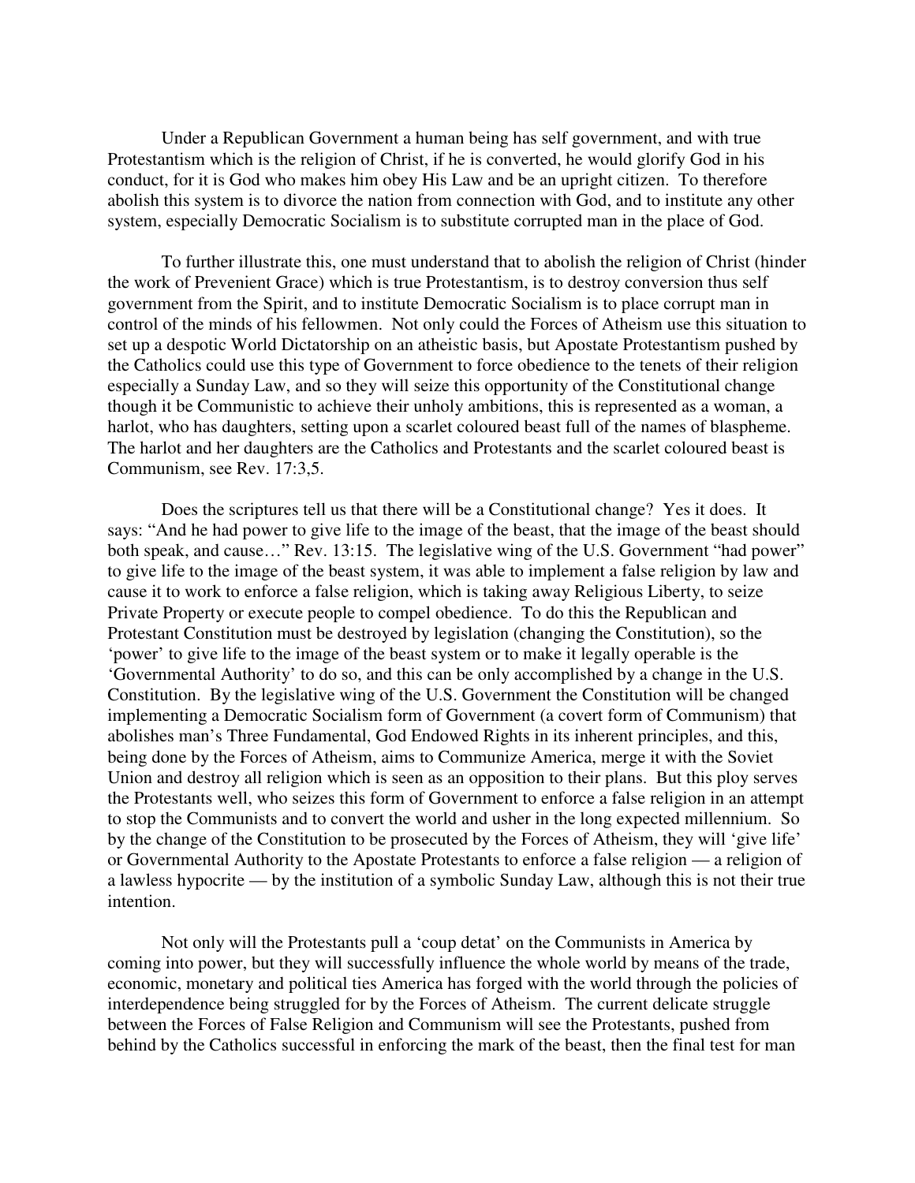Under a Republican Government a human being has self government, and with true Protestantism which is the religion of Christ, if he is converted, he would glorify God in his conduct, for it is God who makes him obey His Law and be an upright citizen. To therefore abolish this system is to divorce the nation from connection with God, and to institute any other system, especially Democratic Socialism is to substitute corrupted man in the place of God.

To further illustrate this, one must understand that to abolish the religion of Christ (hinder the work of Prevenient Grace) which is true Protestantism, is to destroy conversion thus self government from the Spirit, and to institute Democratic Socialism is to place corrupt man in control of the minds of his fellowmen. Not only could the Forces of Atheism use this situation to set up a despotic World Dictatorship on an atheistic basis, but Apostate Protestantism pushed by the Catholics could use this type of Government to force obedience to the tenets of their religion especially a Sunday Law, and so they will seize this opportunity of the Constitutional change though it be Communistic to achieve their unholy ambitions, this is represented as a woman, a harlot, who has daughters, setting upon a scarlet coloured beast full of the names of blaspheme. The harlot and her daughters are the Catholics and Protestants and the scarlet coloured beast is Communism, see Rev. 17:3,5.

Does the scriptures tell us that there will be a Constitutional change? Yes it does. It says: "And he had power to give life to the image of the beast, that the image of the beast should both speak, and cause…" Rev. 13:15. The legislative wing of the U.S. Government "had power" to give life to the image of the beast system, it was able to implement a false religion by law and cause it to work to enforce a false religion, which is taking away Religious Liberty, to seize Private Property or execute people to compel obedience. To do this the Republican and Protestant Constitution must be destroyed by legislation (changing the Constitution), so the 'power' to give life to the image of the beast system or to make it legally operable is the 'Governmental Authority' to do so, and this can be only accomplished by a change in the U.S. Constitution. By the legislative wing of the U.S. Government the Constitution will be changed implementing a Democratic Socialism form of Government (a covert form of Communism) that abolishes man's Three Fundamental, God Endowed Rights in its inherent principles, and this, being done by the Forces of Atheism, aims to Communize America, merge it with the Soviet Union and destroy all religion which is seen as an opposition to their plans. But this ploy serves the Protestants well, who seizes this form of Government to enforce a false religion in an attempt to stop the Communists and to convert the world and usher in the long expected millennium. So by the change of the Constitution to be prosecuted by the Forces of Atheism, they will 'give life' or Governmental Authority to the Apostate Protestants to enforce a false religion — a religion of a lawless hypocrite — by the institution of a symbolic Sunday Law, although this is not their true intention.

Not only will the Protestants pull a 'coup detat' on the Communists in America by coming into power, but they will successfully influence the whole world by means of the trade, economic, monetary and political ties America has forged with the world through the policies of interdependence being struggled for by the Forces of Atheism. The current delicate struggle between the Forces of False Religion and Communism will see the Protestants, pushed from behind by the Catholics successful in enforcing the mark of the beast, then the final test for man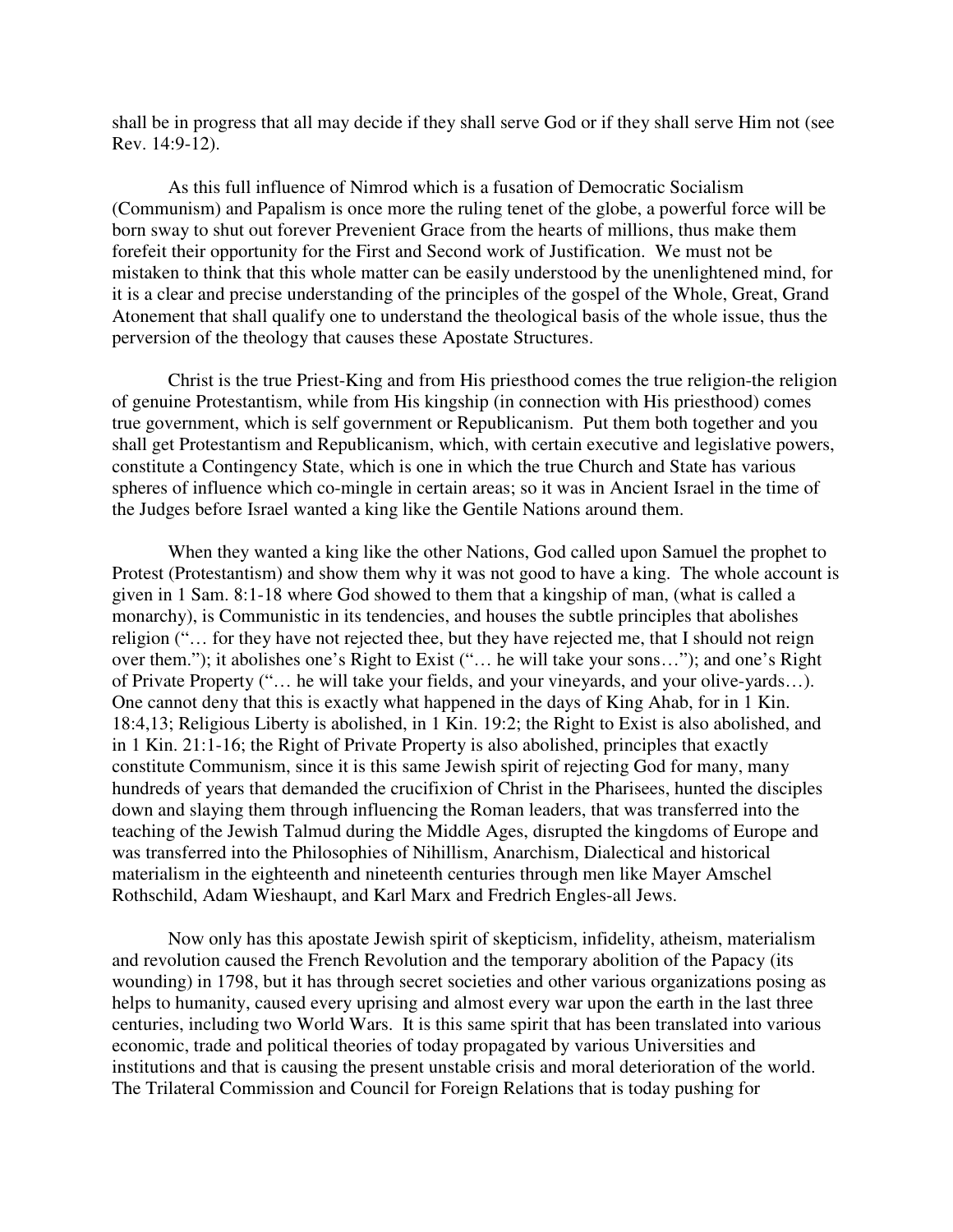shall be in progress that all may decide if they shall serve God or if they shall serve Him not (see Rev. 14:9-12).

As this full influence of Nimrod which is a fusation of Democratic Socialism (Communism) and Papalism is once more the ruling tenet of the globe, a powerful force will be born sway to shut out forever Prevenient Grace from the hearts of millions, thus make them forefeit their opportunity for the First and Second work of Justification. We must not be mistaken to think that this whole matter can be easily understood by the unenlightened mind, for it is a clear and precise understanding of the principles of the gospel of the Whole, Great, Grand Atonement that shall qualify one to understand the theological basis of the whole issue, thus the perversion of the theology that causes these Apostate Structures.

Christ is the true Priest-King and from His priesthood comes the true religion-the religion of genuine Protestantism, while from His kingship (in connection with His priesthood) comes true government, which is self government or Republicanism. Put them both together and you shall get Protestantism and Republicanism, which, with certain executive and legislative powers, constitute a Contingency State, which is one in which the true Church and State has various spheres of influence which co-mingle in certain areas; so it was in Ancient Israel in the time of the Judges before Israel wanted a king like the Gentile Nations around them.

When they wanted a king like the other Nations, God called upon Samuel the prophet to Protest (Protestantism) and show them why it was not good to have a king. The whole account is given in 1 Sam. 8:1-18 where God showed to them that a kingship of man, (what is called a monarchy), is Communistic in its tendencies, and houses the subtle principles that abolishes religion ("… for they have not rejected thee, but they have rejected me, that I should not reign over them."); it abolishes one's Right to Exist ("… he will take your sons…"); and one's Right of Private Property ("… he will take your fields, and your vineyards, and your olive-yards…). One cannot deny that this is exactly what happened in the days of King Ahab, for in 1 Kin. 18:4,13; Religious Liberty is abolished, in 1 Kin. 19:2; the Right to Exist is also abolished, and in 1 Kin. 21:1-16; the Right of Private Property is also abolished, principles that exactly constitute Communism, since it is this same Jewish spirit of rejecting God for many, many hundreds of years that demanded the crucifixion of Christ in the Pharisees, hunted the disciples down and slaying them through influencing the Roman leaders, that was transferred into the teaching of the Jewish Talmud during the Middle Ages, disrupted the kingdoms of Europe and was transferred into the Philosophies of Nihillism, Anarchism, Dialectical and historical materialism in the eighteenth and nineteenth centuries through men like Mayer Amschel Rothschild, Adam Wieshaupt, and Karl Marx and Fredrich Engles-all Jews.

Now only has this apostate Jewish spirit of skepticism, infidelity, atheism, materialism and revolution caused the French Revolution and the temporary abolition of the Papacy (its wounding) in 1798, but it has through secret societies and other various organizations posing as helps to humanity, caused every uprising and almost every war upon the earth in the last three centuries, including two World Wars. It is this same spirit that has been translated into various economic, trade and political theories of today propagated by various Universities and institutions and that is causing the present unstable crisis and moral deterioration of the world. The Trilateral Commission and Council for Foreign Relations that is today pushing for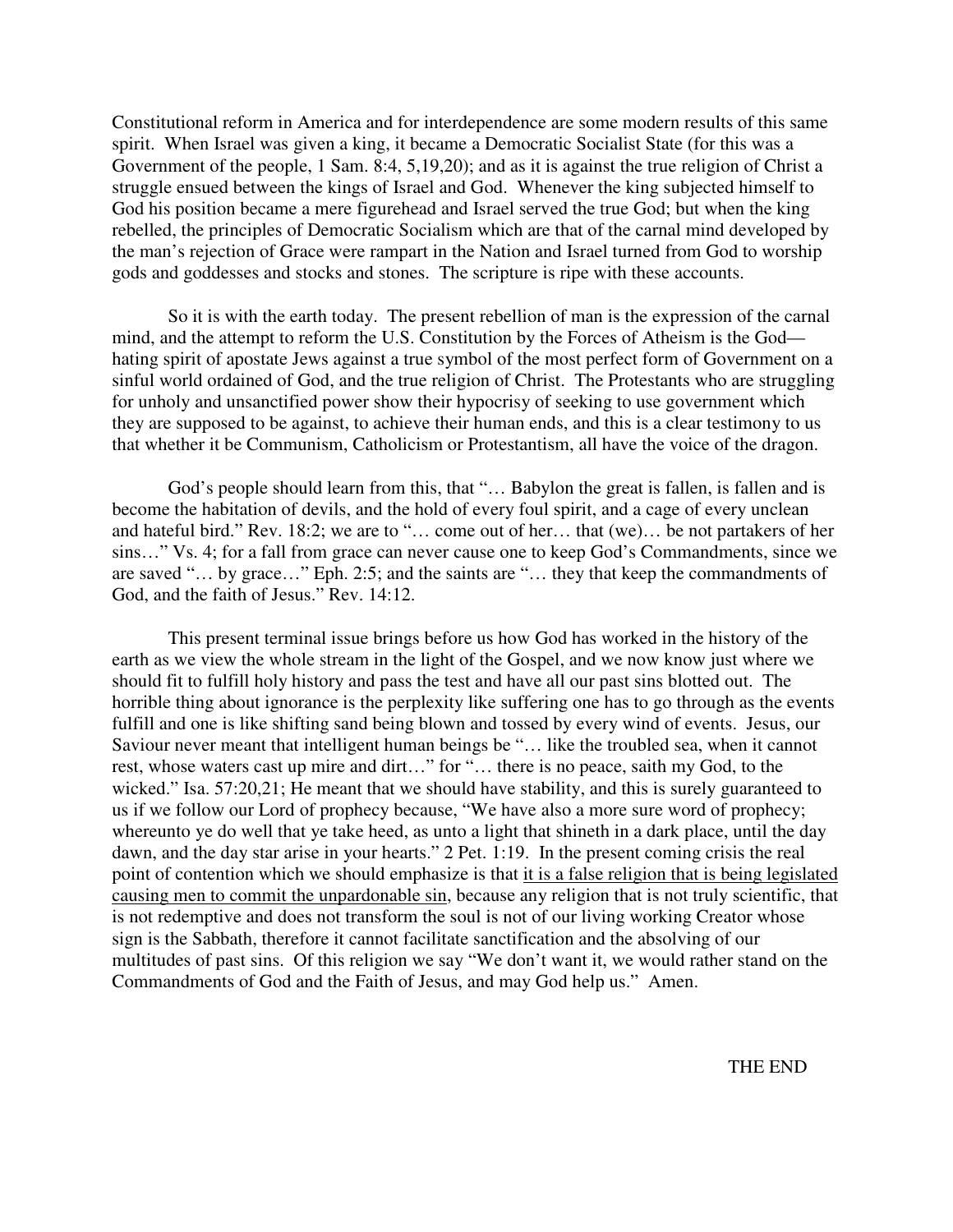Constitutional reform in America and for interdependence are some modern results of this same spirit. When Israel was given a king, it became a Democratic Socialist State (for this was a Government of the people, 1 Sam. 8:4, 5,19,20); and as it is against the true religion of Christ a struggle ensued between the kings of Israel and God. Whenever the king subjected himself to God his position became a mere figurehead and Israel served the true God; but when the king rebelled, the principles of Democratic Socialism which are that of the carnal mind developed by the man's rejection of Grace were rampart in the Nation and Israel turned from God to worship gods and goddesses and stocks and stones. The scripture is ripe with these accounts.

So it is with the earth today. The present rebellion of man is the expression of the carnal mind, and the attempt to reform the U.S. Constitution by the Forces of Atheism is the God—hating spirit of apostate Jews against a true symbol of the most perfect form of Government on a sinful world ordained of God, and the true religion of Christ. The Protestants who are struggling for unholy and unsanctified power show their hypocrisy of seeking to use government which they are supposed to be against, to achieve their human ends, and this is a clear testimony to us that whether it be Communism, Catholicism or Protestantism, all have the voice of the dragon.

God's people should learn from this, that "… Babylon the great is fallen, is fallen and is become the habitation of devils, and the hold of every foul spirit, and a cage of every unclean and hateful bird." Rev. 18:2; we are to "… come out of her… that (we)… be not partakers of her sins…" Vs. 4; for a fall from grace can never cause one to keep God's Commandments, since we are saved "… by grace…" Eph. 2:5; and the saints are "… they that keep the commandments of God, and the faith of Jesus." Rev. 14:12.

This present terminal issue brings before us how God has worked in the history of the earth as we view the whole stream in the light of the Gospel, and we now know just where we should fit to fulfill holy history and pass the test and have all our past sins blotted out. The horrible thing about ignorance is the perplexity like suffering one has to go through as the events fulfill and one is like shifting sand being blown and tossed by every wind of events. Jesus, our Saviour never meant that intelligent human beings be "… like the troubled sea, when it cannot rest, whose waters cast up mire and dirt…" for "… there is no peace, saith my God, to the wicked." Isa. 57:20,21; He meant that we should have stability, and this is surely guaranteed to us if we follow our Lord of prophecy because, "We have also a more sure word of prophecy; whereunto ye do well that ye take heed, as unto a light that shineth in a dark place, until the day dawn, and the day star arise in your hearts." 2 Pet. 1:19. In the present coming crisis the real point of contention which we should emphasize is that <u>it is a false religion that is being legislated causing men to commit the unpardonable sin</u>, because any religion that is not truly scientific, that is not redemptive and does not transform the soul is not of our living working Creator whose sign is the Sabbath, therefore it cannot facilitate sanctification and the absolving of our multitudes of past sins. Of this religion we say "We don't want it, we would rather stand on the Commandments of God and the Faith of Jesus, and may God help us." Amen.

THE END